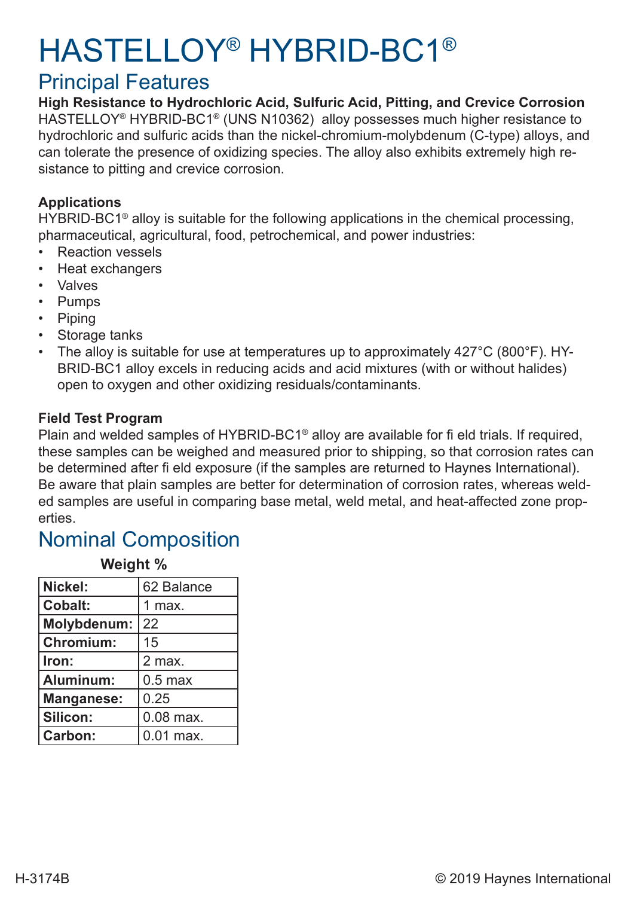# HASTELLOY® HYBRID-BC1®

## Principal Features

**High Resistance to Hydrochloric Acid, Sulfuric Acid, Pitting, and Crevice Corrosion**

HASTELLOY® HYBRID-BC1® (UNS N10362) alloy possesses much higher resistance to hydrochloric and sulfuric acids than the nickel-chromium-molybdenum (C-type) alloys, and can tolerate the presence of oxidizing species. The alloy also exhibits extremely high resistance to pitting and crevice corrosion.

**Applications**

HYBRID-BC1® alloy is suitable for the following applications in the chemical processing, pharmaceutical, agricultural, food, petrochemical, and power industries:

- Reaction vessels
- Heat exchangers
- Valves
- Pumps
- Piping
- Storage tanks
- The alloy is suitable for use at temperatures up to approximately 427°C (800°F). HYBRID-BC1 alloy excels in reducing acids and acid mixtures (with or without halides) open to oxygen and other oxidizing residuals/contaminants.

**Field Test Program**

Plain and welded samples of HYBRID-BC1® alloy are available for field trials. If required, these samples can be weighed and measured prior to shipping, so that corrosion rates can be determined after field exposure (if the samples are returned to Haynes International). Be aware that plain samples are better for determination of corrosion rates, whereas welded samples are useful in comparing base metal, weld metal, and heat-affected zone properties.

## Nominal Composition

| | Weight % |
|---|---|
| **Nickel:** | 62 Balance |
| **Cobalt:** | 1 max. |
| **Molybdenum:** | 22 |
| **Chromium:** | 15 |
| **Iron:** | 2 max. |
| **Aluminum:** | 0.5 max |
| **Manganese:** | 0.25 |
| **Silicon:** | 0.08 max. |
| **Carbon:** | 0.01 max. |

H-3174B

© 2019 Haynes International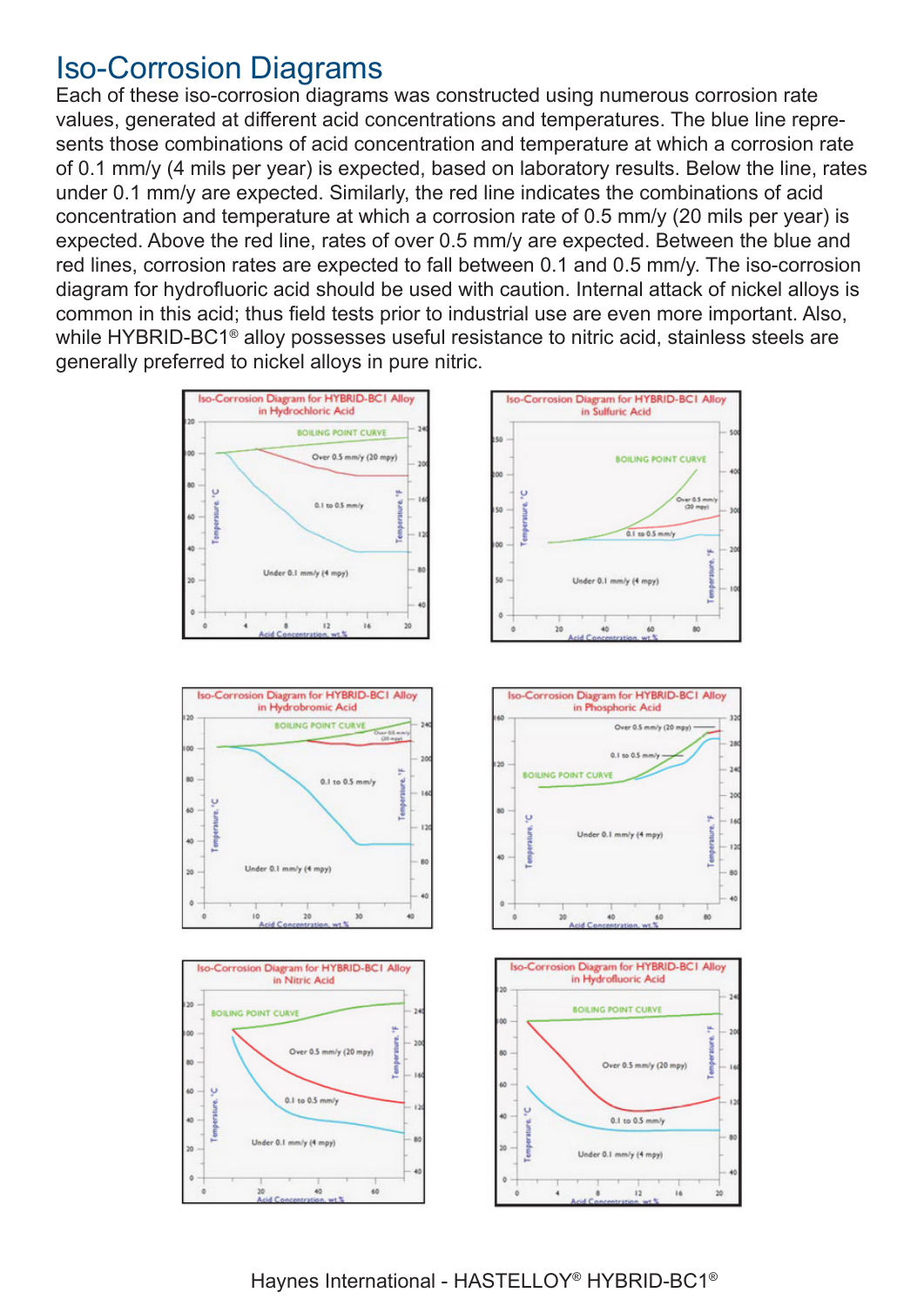# Iso-Corrosion Diagrams

Each of these iso-corrosion diagrams was constructed using numerous corrosion rate values, generated at different acid concentrations and temperatures. The blue line represents those combinations of acid concentration and temperature at which a corrosion rate of 0.1 mm/y (4 mils per year) is expected, based on laboratory results. Below the line, rates under 0.1 mm/y are expected. Similarly, the red line indicates the combinations of acid concentration and temperature at which a corrosion rate of 0.5 mm/y (20 mils per year) is expected. Above the red line, rates of over 0.5 mm/y are expected. Between the blue and red lines, corrosion rates are expected to fall between 0.1 and 0.5 mm/y. The iso-corrosion diagram for hydrofluoric acid should be used with caution. Internal attack of nickel alloys is common in this acid; thus field tests prior to industrial use are even more important. Also, while HYBRID-BC1® alloy possesses useful resistance to nitric acid, stainless steels are generally preferred to nickel alloys in pure nitric.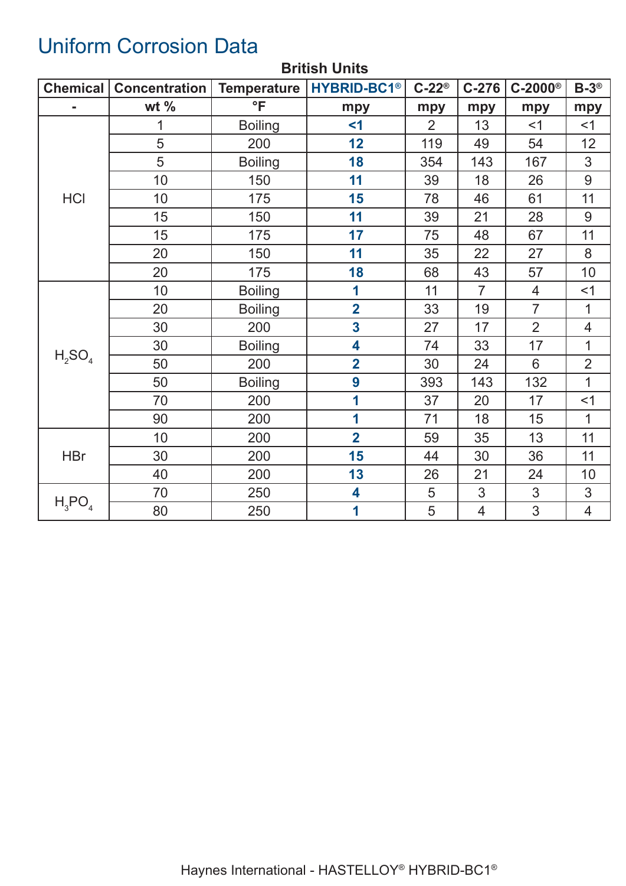# Uniform Corrosion Data

**British Units**

| Chemical | Concentration | Temperature | HYBRID-BC1® | C-22® | C-276 | C-2000® | B-3® |
|---|---|---|---|---|---|---|---|
| - | wt % | °F | mpy | mpy | mpy | mpy | mpy |
| HCl | 1 | Boiling | **<1** | 2 | 13 | <1 | <1 |
| | 5 | 200 | **12** | 119 | 49 | 54 | 12 |
| | 5 | Boiling | **18** | 354 | 143 | 167 | 3 |
| | 10 | 150 | **11** | 39 | 18 | 26 | 9 |
| | 10 | 175 | **15** | 78 | 46 | 61 | 11 |
| | 15 | 150 | **11** | 39 | 21 | 28 | 9 |
| | 15 | 175 | **17** | 75 | 48 | 67 | 11 |
| | 20 | 150 | **11** | 35 | 22 | 27 | 8 |
| | 20 | 175 | **18** | 68 | 43 | 57 | 10 |
| $H_2SO_4$ | 10 | Boiling | **1** | 11 | 7 | 4 | <1 |
| | 20 | Boiling | **2** | 33 | 19 | 7 | 1 |
| | 30 | 200 | **3** | 27 | 17 | 2 | 4 |
| | 30 | Boiling | **4** | 74 | 33 | 17 | 1 |
| | 50 | 200 | **2** | 30 | 24 | 6 | 2 |
| | 50 | Boiling | **9** | 393 | 143 | 132 | 1 |
| | 70 | 200 | **1** | 37 | 20 | 17 | <1 |
| | 90 | 200 | **1** | 71 | 18 | 15 | 1 |
| HBr | 10 | 200 | **2** | 59 | 35 | 13 | 11 |
| | 30 | 200 | **15** | 44 | 30 | 36 | 11 |
| | 40 | 200 | **13** | 26 | 21 | 24 | 10 |
| $H_3PO_4$ | 70 | 250 | **4** | 5 | 3 | 3 | 3 |
| | 80 | 250 | **1** | 5 | 4 | 3 | 4 |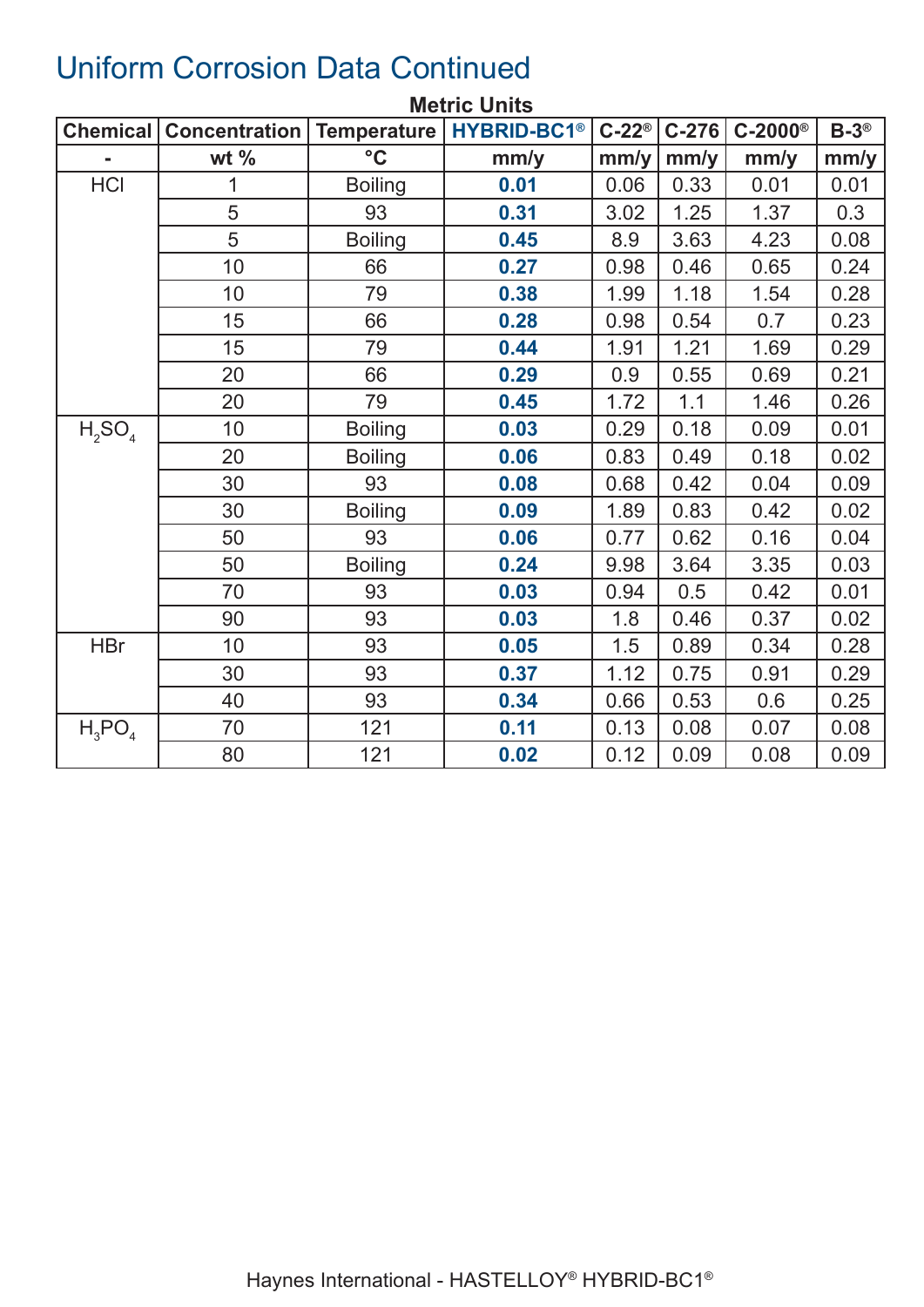# Uniform Corrosion Data Continued

**Metric Units**

| Chemical | Concentration | Temperature | HYBRID-BC1® | C-22® | C-276 | C-2000® | B-3® |
|---|---|---|---|---|---|---|---|
| - | wt % | °C | mm/y | mm/y | mm/y | mm/y | mm/y |
| HCl | 1 | Boiling | **0.01** | 0.06 | 0.33 | 0.01 | 0.01 |
| | 5 | 93 | **0.31** | 3.02 | 1.25 | 1.37 | 0.3 |
| | 5 | Boiling | **0.45** | 8.9 | 3.63 | 4.23 | 0.08 |
| | 10 | 66 | **0.27** | 0.98 | 0.46 | 0.65 | 0.24 |
| | 10 | 79 | **0.38** | 1.99 | 1.18 | 1.54 | 0.28 |
| | 15 | 66 | **0.28** | 0.98 | 0.54 | 0.7 | 0.23 |
| | 15 | 79 | **0.44** | 1.91 | 1.21 | 1.69 | 0.29 |
| | 20 | 66 | **0.29** | 0.9 | 0.55 | 0.69 | 0.21 |
| | 20 | 79 | **0.45** | 1.72 | 1.1 | 1.46 | 0.26 |
| $H_2SO_4$ | 10 | Boiling | **0.03** | 0.29 | 0.18 | 0.09 | 0.01 |
| | 20 | Boiling | **0.06** | 0.83 | 0.49 | 0.18 | 0.02 |
| | 30 | 93 | **0.08** | 0.68 | 0.42 | 0.04 | 0.09 |
| | 30 | Boiling | **0.09** | 1.89 | 0.83 | 0.42 | 0.02 |
| | 50 | 93 | **0.06** | 0.77 | 0.62 | 0.16 | 0.04 |
| | 50 | Boiling | **0.24** | 9.98 | 3.64 | 3.35 | 0.03 |
| | 70 | 93 | **0.03** | 0.94 | 0.5 | 0.42 | 0.01 |
| | 90 | 93 | **0.03** | 1.8 | 0.46 | 0.37 | 0.02 |
| HBr | 10 | 93 | **0.05** | 1.5 | 0.89 | 0.34 | 0.28 |
| | 30 | 93 | **0.37** | 1.12 | 0.75 | 0.91 | 0.29 |
| | 40 | 93 | **0.34** | 0.66 | 0.53 | 0.6 | 0.25 |
| $H_3PO_4$ | 70 | 121 | **0.11** | 0.13 | 0.08 | 0.07 | 0.08 |
| | 80 | 121 | **0.02** | 0.12 | 0.09 | 0.08 | 0.09 |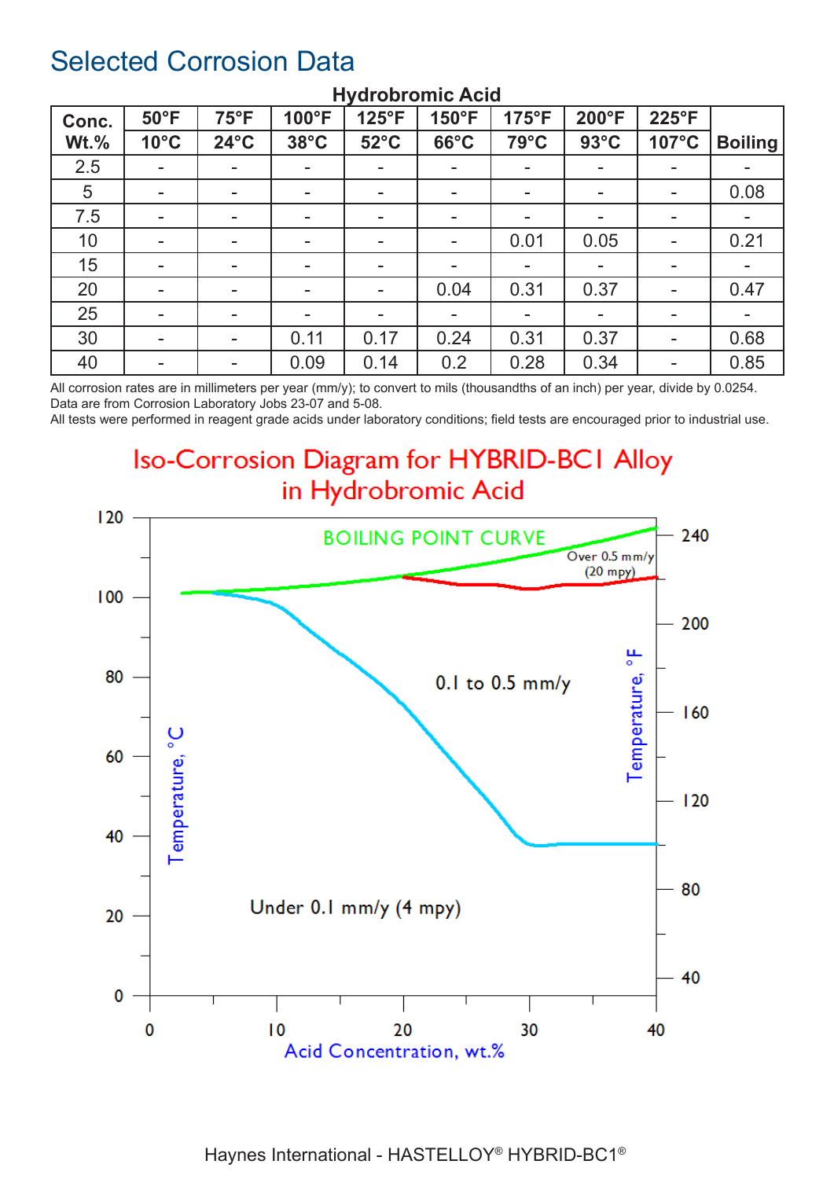# Selected Corrosion Data

**Hydrobromic Acid**

| Conc. Wt.% | 50°F 10°C | 75°F 24°C | 100°F 38°C | 125°F 52°C | 150°F 66°C | 175°F 79°C | 200°F 93°C | 225°F 107°C | Boiling |
|---|---|---|---|---|---|---|---|---|---|
| 2.5 | - | - | - | - | - | - | - | - | - |
| 5 | - | - | - | - | - | - | - | - | 0.08 |
| 7.5 | - | - | - | - | - | - | - | - | - |
| 10 | - | - | - | - | - | 0.01 | 0.05 | - | 0.21 |
| 15 | - | - | - | - | - | - | - | - | - |
| 20 | - | - | - | - | 0.04 | 0.31 | 0.37 | - | 0.47 |
| 25 | - | - | - | - | - | - | - | - | - |
| 30 | - | - | 0.11 | 0.17 | 0.24 | 0.31 | 0.37 | - | 0.68 |
| 40 | - | - | 0.09 | 0.14 | 0.2 | 0.28 | 0.34 | - | 0.85 |

All corrosion rates are in millimeters per year (mm/y); to convert to mils (thousandths of an inch) per year, divide by 0.0254.
Data are from Corrosion Laboratory Jobs 23-07 and 5-08.
All tests were performed in reagent grade acids under laboratory conditions; field tests are encouraged prior to industrial use.

## Iso-Corrosion Diagram for HYBRID-BC1 Alloy in Hydrobromic Acid

BOILING POINT CURVE

Over 0.5 mm/y (20 mpy)

0.1 to 0.5 mm/y

Under 0.1 mm/y (4 mpy)

Temperature, °C (left axis: 0–120); Temperature, °F (right axis: 40–240); Acid Concentration, wt.% (0–40)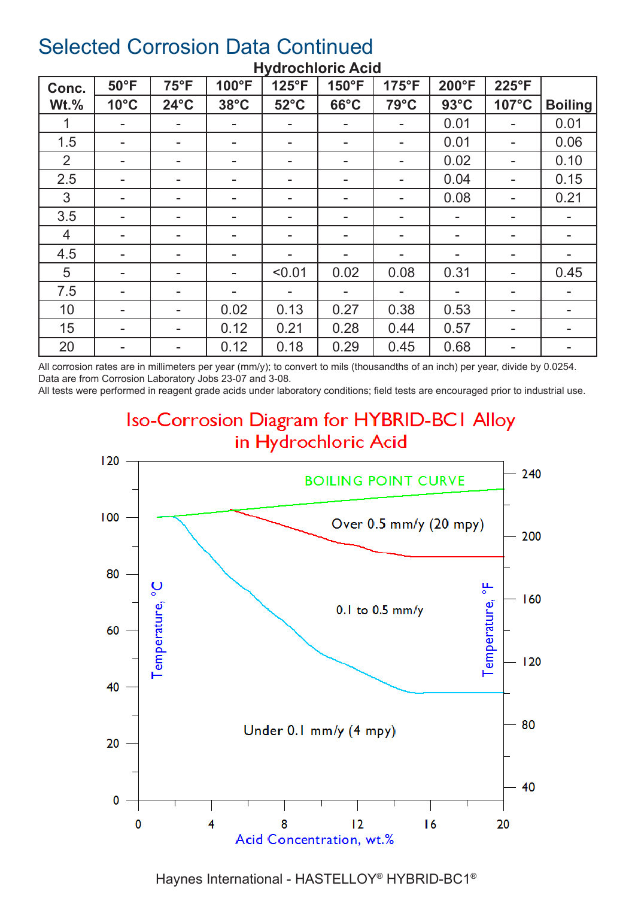# Selected Corrosion Data Continued

**Hydrochloric Acid**

| Conc. Wt.% | 50°F 10°C | 75°F 24°C | 100°F 38°C | 125°F 52°C | 150°F 66°C | 175°F 79°C | 200°F 93°C | 225°F 107°C | Boiling |
|---|---|---|---|---|---|---|---|---|---|
| 1 | - | - | - | - | - | - | 0.01 | - | 0.01 |
| 1.5 | - | - | - | - | - | - | 0.01 | - | 0.06 |
| 2 | - | - | - | - | - | - | 0.02 | - | 0.10 |
| 2.5 | - | - | - | - | - | - | 0.04 | - | 0.15 |
| 3 | - | - | - | - | - | - | 0.08 | - | 0.21 |
| 3.5 | - | - | - | - | - | - | - | - | - |
| 4 | - | - | - | - | - | - | - | - | - |
| 4.5 | - | - | - | - | - | - | - | - | - |
| 5 | - | - | - | <0.01 | 0.02 | 0.08 | 0.31 | - | 0.45 |
| 7.5 | - | - | - | - | - | - | - | - | - |
| 10 | - | - | 0.02 | 0.13 | 0.27 | 0.38 | 0.53 | - | - |
| 15 | - | - | 0.12 | 0.21 | 0.28 | 0.44 | 0.57 | - | - |
| 20 | - | - | 0.12 | 0.18 | 0.29 | 0.45 | 0.68 | - | - |

All corrosion rates are in millimeters per year (mm/y); to convert to mils (thousandths of an inch) per year, divide by 0.0254.
Data are from Corrosion Laboratory Jobs 23-07 and 3-08.
All tests were performed in reagent grade acids under laboratory conditions; field tests are encouraged prior to industrial use.

## Iso-Corrosion Diagram for HYBRID-BC1 Alloy in Hydrochloric Acid

Boiling Point Curve; Over 0.5 mm/y (20 mpy); 0.1 to 0.5 mm/y; Under 0.1 mm/y (4 mpy)

Axes: Temperature, °C (left, 0–120); Temperature, °F (right, 40–240); Acid Concentration, wt.% (0–20)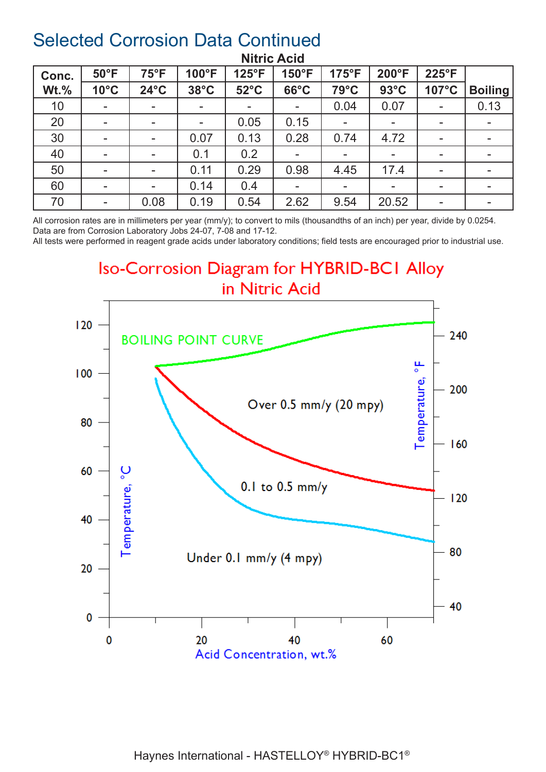# Selected Corrosion Data Continued

**Nitric Acid**

| Conc. Wt.% | 50°F 10°C | 75°F 24°C | 100°F 38°C | 125°F 52°C | 150°F 66°C | 175°F 79°C | 200°F 93°C | 225°F 107°C | Boiling |
|---|---|---|---|---|---|---|---|---|---|
| 10 | - | - | - | - | - | 0.04 | 0.07 | - | 0.13 |
| 20 | - | - | - | 0.05 | 0.15 | - | - | - | - |
| 30 | - | - | 0.07 | 0.13 | 0.28 | 0.74 | 4.72 | - | - |
| 40 | - | - | 0.1 | 0.2 | - | - | - | - | - |
| 50 | - | - | 0.11 | 0.29 | 0.98 | 4.45 | 17.4 | - | - |
| 60 | - | - | 0.14 | 0.4 | - | - | - | - | - |
| 70 | - | 0.08 | 0.19 | 0.54 | 2.62 | 9.54 | 20.52 | - | - |

All corrosion rates are in millimeters per year (mm/y); to convert to mils (thousandths of an inch) per year, divide by 0.0254.
Data are from Corrosion Laboratory Jobs 24-07, 7-08 and 17-12.
All tests were performed in reagent grade acids under laboratory conditions; field tests are encouraged prior to industrial use.

## Iso-Corrosion Diagram for HYBRID-BC1 Alloy in Nitric Acid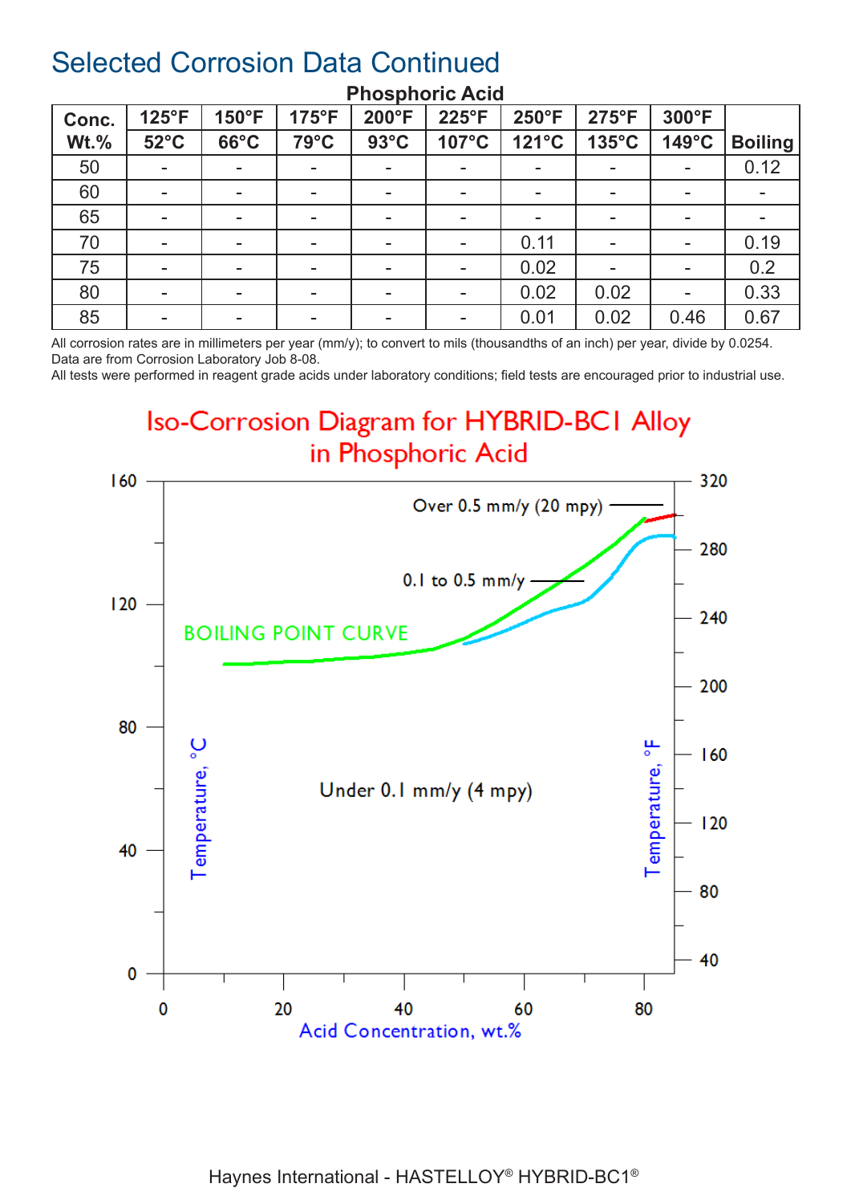# Selected Corrosion Data Continued

**Phosphoric Acid**

| Conc. Wt.% | 125°F 52°C | 150°F 66°C | 175°F 79°C | 200°F 93°C | 225°F 107°C | 250°F 121°C | 275°F 135°C | 300°F 149°C | Boiling |
|---|---|---|---|---|---|---|---|---|---|
| 50 | - | - | - | - | - | - | - | - | 0.12 |
| 60 | - | - | - | - | - | - | - | - | - |
| 65 | - | - | - | - | - | - | - | - | - |
| 70 | - | - | - | - | - | 0.11 | - | - | 0.19 |
| 75 | - | - | - | - | - | 0.02 | - | - | 0.2 |
| 80 | - | - | - | - | - | 0.02 | 0.02 | - | 0.33 |
| 85 | - | - | - | - | - | 0.01 | 0.02 | 0.46 | 0.67 |

All corrosion rates are in millimeters per year (mm/y); to convert to mils (thousandths of an inch) per year, divide by 0.0254.
Data are from Corrosion Laboratory Job 8-08.
All tests were performed in reagent grade acids under laboratory conditions; field tests are encouraged prior to industrial use.

## Iso-Corrosion Diagram for HYBRID-BC1 Alloy in Phosphoric Acid

Over 0.5 mm/y (20 mpy)

0.1 to 0.5 mm/y

BOILING POINT CURVE

Under 0.1 mm/y (4 mpy)

Temperature, °C

Temperature, °F

Acid Concentration, wt.%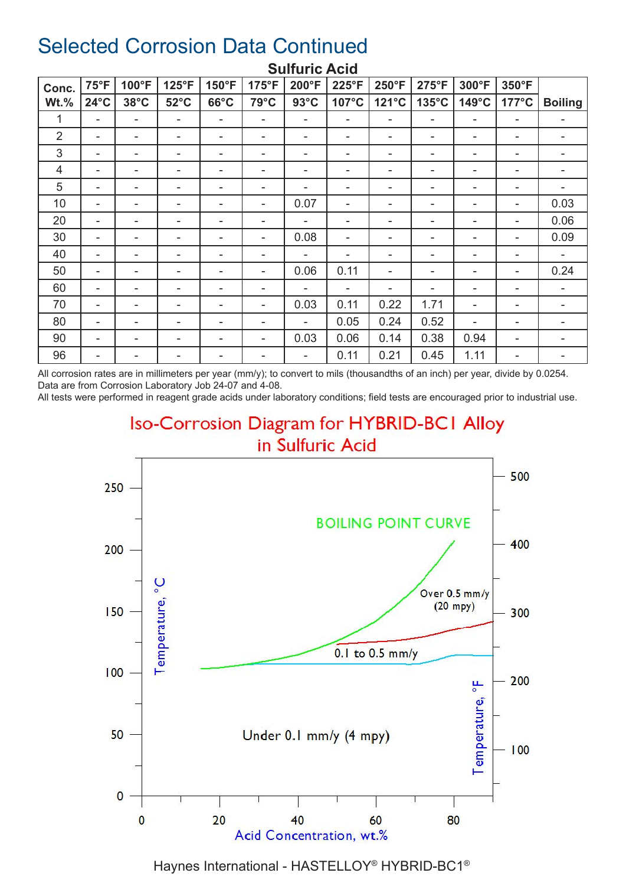# Selected Corrosion Data Continued

**Sulfuric Acid**

| Conc. Wt.% | 75°F 24°C | 100°F 38°C | 125°F 52°C | 150°F 66°C | 175°F 79°C | 200°F 93°C | 225°F 107°C | 250°F 121°C | 275°F 135°C | 300°F 149°C | 350°F 177°C | Boiling |
|---|---|---|---|---|---|---|---|---|---|---|---|---|
| 1 | - | - | - | - | - | - | - | - | - | - | - | - |
| 2 | - | - | - | - | - | - | - | - | - | - | - | - |
| 3 | - | - | - | - | - | - | - | - | - | - | - | - |
| 4 | - | - | - | - | - | - | - | - | - | - | - | - |
| 5 | - | - | - | - | - | - | - | - | - | - | - | - |
| 10 | - | - | - | - | - | 0.07 | - | - | - | - | - | 0.03 |
| 20 | - | - | - | - | - | - | - | - | - | - | - | 0.06 |
| 30 | - | - | - | - | - | 0.08 | - | - | - | - | - | 0.09 |
| 40 | - | - | - | - | - | - | - | - | - | - | - | - |
| 50 | - | - | - | - | - | 0.06 | 0.11 | - | - | - | - | 0.24 |
| 60 | - | - | - | - | - | - | - | - | - | - | - | - |
| 70 | - | - | - | - | - | 0.03 | 0.11 | 0.22 | 1.71 | - | - | - |
| 80 | - | - | - | - | - | - | 0.05 | 0.24 | 0.52 | - | - | - |
| 90 | - | - | - | - | - | 0.03 | 0.06 | 0.14 | 0.38 | 0.94 | - | - |
| 96 | - | - | - | - | - | - | 0.11 | 0.21 | 0.45 | 1.11 | - | - |

All corrosion rates are in millimeters per year (mm/y); to convert to mils (thousandths of an inch) per year, divide by 0.0254.
Data are from Corrosion Laboratory Job 24-07 and 4-08.
All tests were performed in reagent grade acids under laboratory conditions; field tests are encouraged prior to industrial use.

## Iso-Corrosion Diagram for HYBRID-BC1 Alloy in Sulfuric Acid

BOILING POINT CURVE

Over 0.5 mm/y (20 mpy)

0.1 to 0.5 mm/y

Under 0.1 mm/y (4 mpy)

Temperature, °C (0–250); Temperature, °F (100–500); Acid Concentration, wt.% (0–80)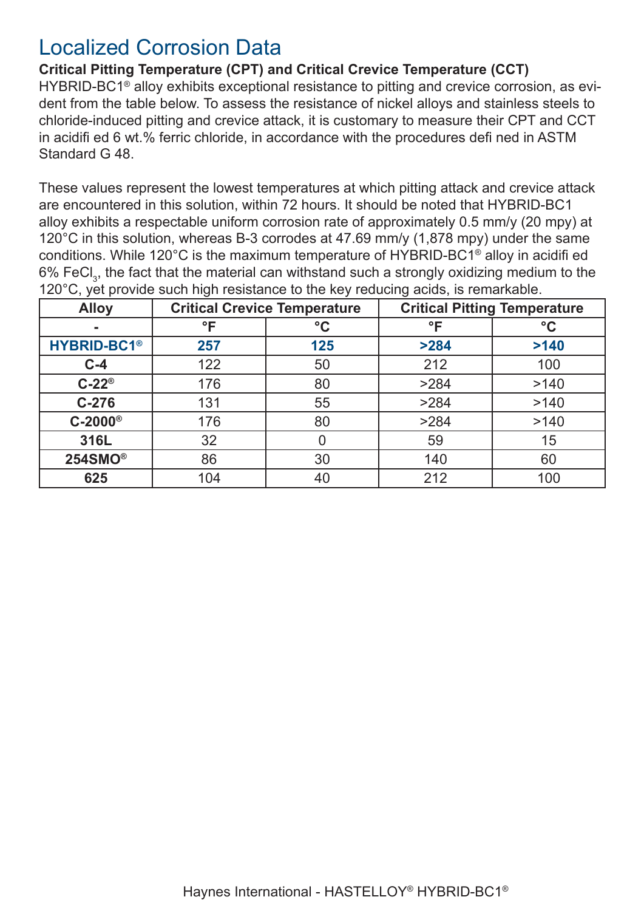# Localized Corrosion Data

**Critical Pitting Temperature (CPT) and Critical Crevice Temperature (CCT)**

HYBRID-BC1® alloy exhibits exceptional resistance to pitting and crevice corrosion, as evident from the table below. To assess the resistance of nickel alloys and stainless steels to chloride-induced pitting and crevice attack, it is customary to measure their CPT and CCT in acidified 6 wt.% ferric chloride, in accordance with the procedures defined in ASTM Standard G 48.

These values represent the lowest temperatures at which pitting attack and crevice attack are encountered in this solution, within 72 hours. It should be noted that HYBRID-BC1 alloy exhibits a respectable uniform corrosion rate of approximately 0.5 mm/y (20 mpy) at 120°C in this solution, whereas B-3 corrodes at 47.69 mm/y (1,878 mpy) under the same conditions. While 120°C is the maximum temperature of HYBRID-BC1® alloy in acidified 6% $FeCl_3$, the fact that the material can withstand such a strongly oxidizing medium to the 120°C, yet provide such high resistance to the key reducing acids, is remarkable.

| Alloy | Critical Crevice Temperature | | Critical Pitting Temperature | |
|---|---|---|---|---|
| - | °F | °C | °F | °C |
| **HYBRID-BC1®** | **257** | **125** | **>284** | **>140** |
| **C-4** | 122 | 50 | 212 | 100 |
| **C-22®** | 176 | 80 | >284 | >140 |
| **C-276** | 131 | 55 | >284 | >140 |
| **C-2000®** | 176 | 80 | >284 | >140 |
| **316L** | 32 | 0 | 59 | 15 |
| **254SMO®** | 86 | 30 | 140 | 60 |
| **625** | 104 | 40 | 212 | 100 |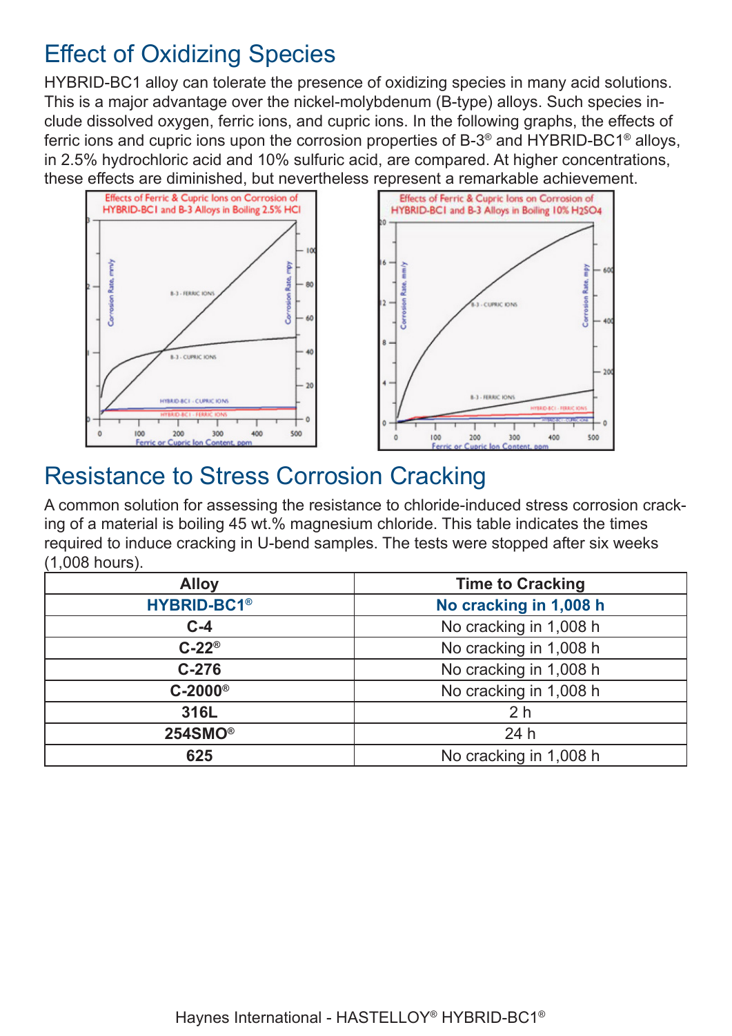## Effect of Oxidizing Species

HYBRID-BC1 alloy can tolerate the presence of oxidizing species in many acid solutions. This is a major advantage over the nickel-molybdenum (B-type) alloys. Such species include dissolved oxygen, ferric ions, and cupric ions. In the following graphs, the effects of ferric ions and cupric ions upon the corrosion properties of B-3® and HYBRID-BC1® alloys, in 2.5% hydrochloric acid and 10% sulfuric acid, are compared. At higher concentrations, these effects are diminished, but nevertheless represent a remarkable achievement.

## Resistance to Stress Corrosion Cracking

A common solution for assessing the resistance to chloride-induced stress corrosion cracking of a material is boiling 45 wt.% magnesium chloride. This table indicates the times required to induce cracking in U-bend samples. The tests were stopped after six weeks (1,008 hours).

| Alloy | Time to Cracking |
|---|---|
| **HYBRID-BC1®** | **No cracking in 1,008 h** |
| **C-4** | No cracking in 1,008 h |
| **C-22®** | No cracking in 1,008 h |
| **C-276** | No cracking in 1,008 h |
| **C-2000®** | No cracking in 1,008 h |
| **316L** | 2 h |
| **254SMO®** | 24 h |
| **625** | No cracking in 1,008 h |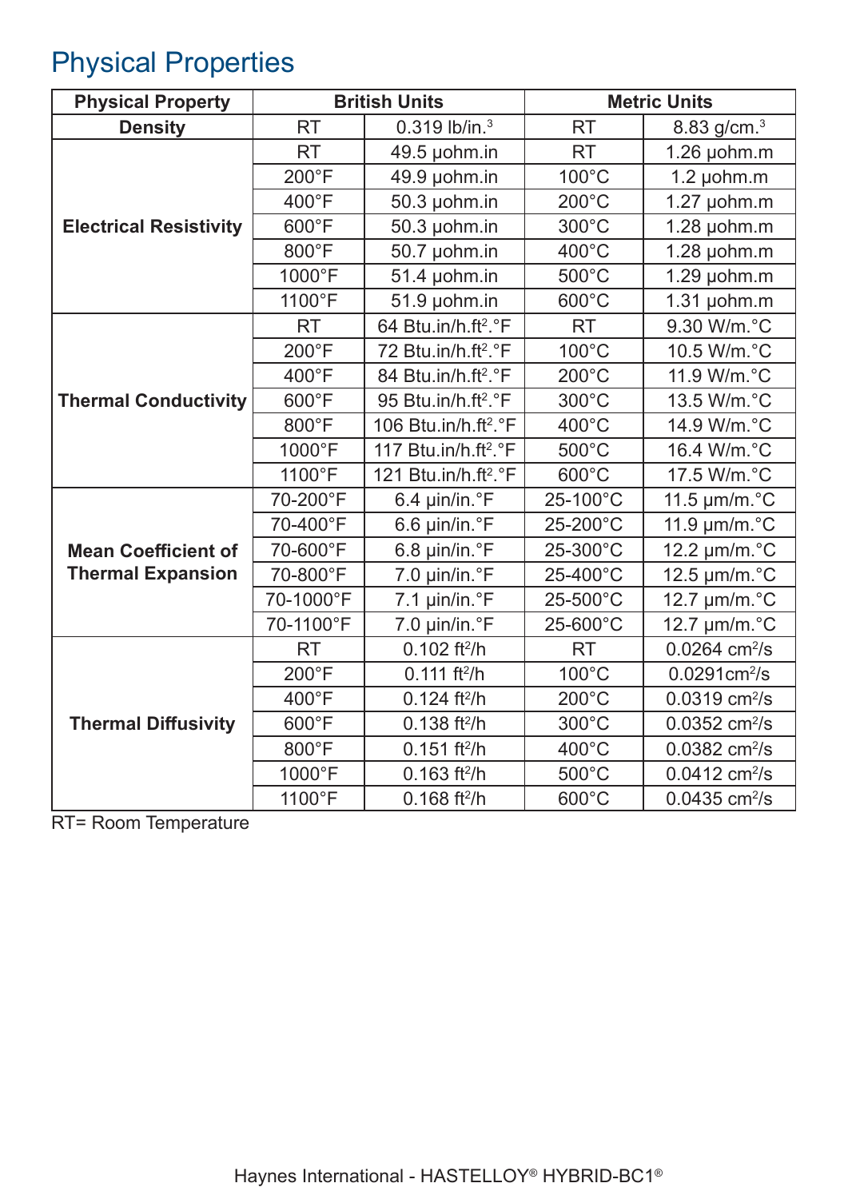# Physical Properties

| Physical Property | British Units | | Metric Units | |
|---|---|---|---|---|
| **Density** | RT | 0.319 lb/in.$^3$ | RT | 8.83 g/cm.$^3$ |
| **Electrical Resistivity** | RT | 49.5 µohm.in | RT | 1.26 µohm.m |
| | 200°F | 49.9 µohm.in | 100°C | 1.2 µohm.m |
| | 400°F | 50.3 µohm.in | 200°C | 1.27 µohm.m |
| | 600°F | 50.3 µohm.in | 300°C | 1.28 µohm.m |
| | 800°F | 50.7 µohm.in | 400°C | 1.28 µohm.m |
| | 1000°F | 51.4 µohm.in | 500°C | 1.29 µohm.m |
| | 1100°F | 51.9 µohm.in | 600°C | 1.31 µohm.m |
| **Thermal Conductivity** | RT | 64 Btu.in/h.ft$^2$.°F | RT | 9.30 W/m.°C |
| | 200°F | 72 Btu.in/h.ft$^2$.°F | 100°C | 10.5 W/m.°C |
| | 400°F | 84 Btu.in/h.ft$^2$.°F | 200°C | 11.9 W/m.°C |
| | 600°F | 95 Btu.in/h.ft$^2$.°F | 300°C | 13.5 W/m.°C |
| | 800°F | 106 Btu.in/h.ft$^2$.°F | 400°C | 14.9 W/m.°C |
| | 1000°F | 117 Btu.in/h.ft$^2$.°F | 500°C | 16.4 W/m.°C |
| | 1100°F | 121 Btu.in/h.ft$^2$.°F | 600°C | 17.5 W/m.°C |
| **Mean Coefficient of Thermal Expansion** | 70-200°F | 6.4 µin/in.°F | 25-100°C | 11.5 µm/m.°C |
| | 70-400°F | 6.6 µin/in.°F | 25-200°C | 11.9 µm/m.°C |
| | 70-600°F | 6.8 µin/in.°F | 25-300°C | 12.2 µm/m.°C |
| | 70-800°F | 7.0 µin/in.°F | 25-400°C | 12.5 µm/m.°C |
| | 70-1000°F | 7.1 µin/in.°F | 25-500°C | 12.7 µm/m.°C |
| | 70-1100°F | 7.0 µin/in.°F | 25-600°C | 12.7 µm/m.°C |
| **Thermal Diffusivity** | RT | 0.102 ft$^2$/h | RT | 0.0264 cm$^2$/s |
| | 200°F | 0.111 ft$^2$/h | 100°C | 0.0291cm$^2$/s |
| | 400°F | 0.124 ft$^2$/h | 200°C | 0.0319 cm$^2$/s |
| | 600°F | 0.138 ft$^2$/h | 300°C | 0.0352 cm$^2$/s |
| | 800°F | 0.151 ft$^2$/h | 400°C | 0.0382 cm$^2$/s |
| | 1000°F | 0.163 ft$^2$/h | 500°C | 0.0412 cm$^2$/s |
| | 1100°F | 0.168 ft$^2$/h | 600°C | 0.0435 cm$^2$/s |

RT= Room Temperature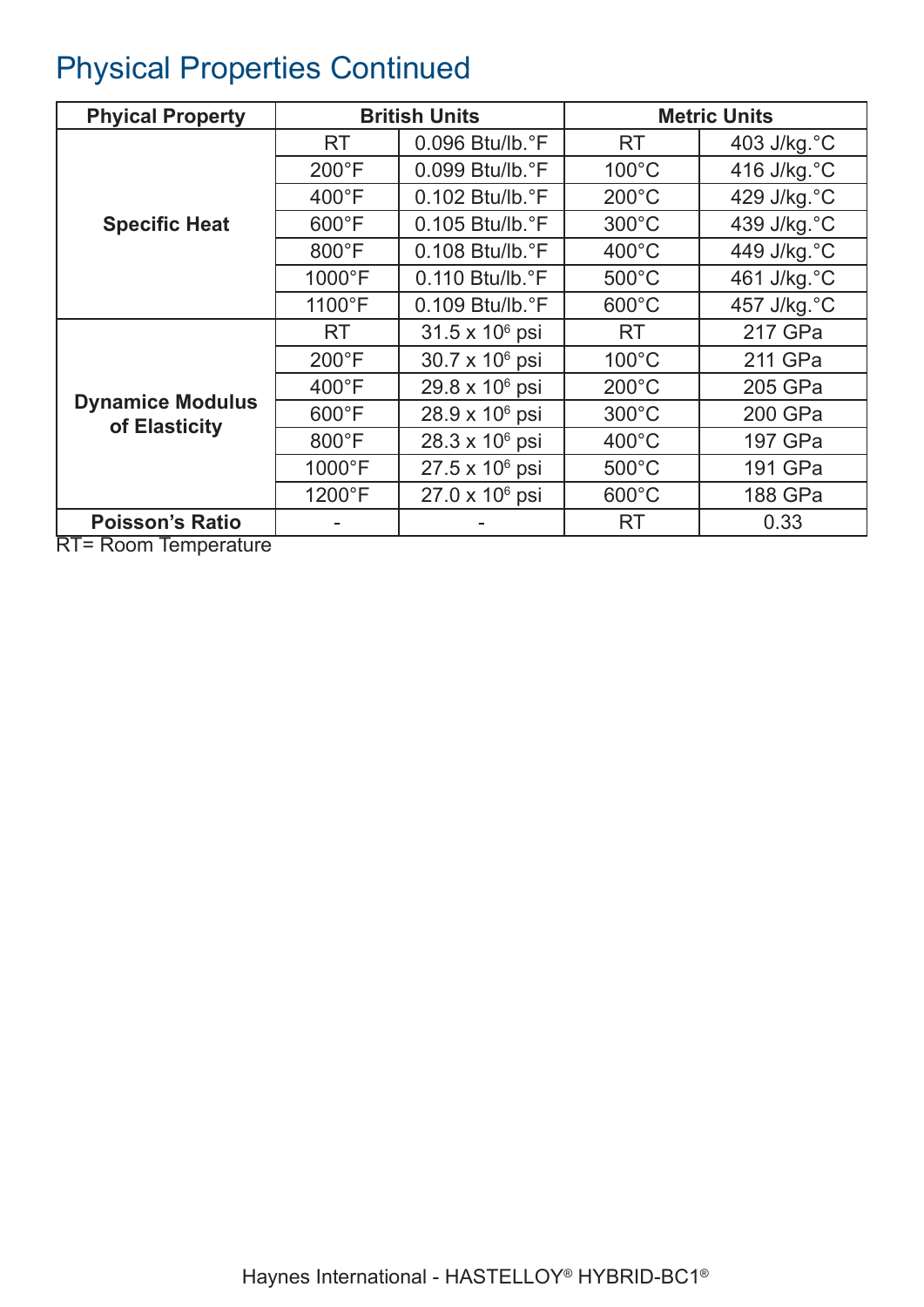## Physical Properties Continued

| Phyical Property | British Units | | Metric Units | |
|---|---|---|---|---|
| Specific Heat | RT | 0.096 Btu/lb.°F | RT | 403 J/kg.°C |
| | 200°F | 0.099 Btu/lb.°F | 100°C | 416 J/kg.°C |
| | 400°F | 0.102 Btu/lb.°F | 200°C | 429 J/kg.°C |
| | 600°F | 0.105 Btu/lb.°F | 300°C | 439 J/kg.°C |
| | 800°F | 0.108 Btu/lb.°F | 400°C | 449 J/kg.°C |
| | 1000°F | 0.110 Btu/lb.°F | 500°C | 461 J/kg.°C |
| | 1100°F | 0.109 Btu/lb.°F | 600°C | 457 J/kg.°C |
| Dynamice Modulus of Elasticity | RT | $31.5 \times 10^6$ psi | RT | 217 GPa |
| | 200°F | $30.7 \times 10^6$ psi | 100°C | 211 GPa |
| | 400°F | $29.8 \times 10^6$ psi | 200°C | 205 GPa |
| | 600°F | $28.9 \times 10^6$ psi | 300°C | 200 GPa |
| | 800°F | $28.3 \times 10^6$ psi | 400°C | 197 GPa |
| | 1000°F | $27.5 \times 10^6$ psi | 500°C | 191 GPa |
| | 1200°F | $27.0 \times 10^6$ psi | 600°C | 188 GPa |
| Poisson's Ratio | - | - | RT | 0.33 |

RT= Room Temperature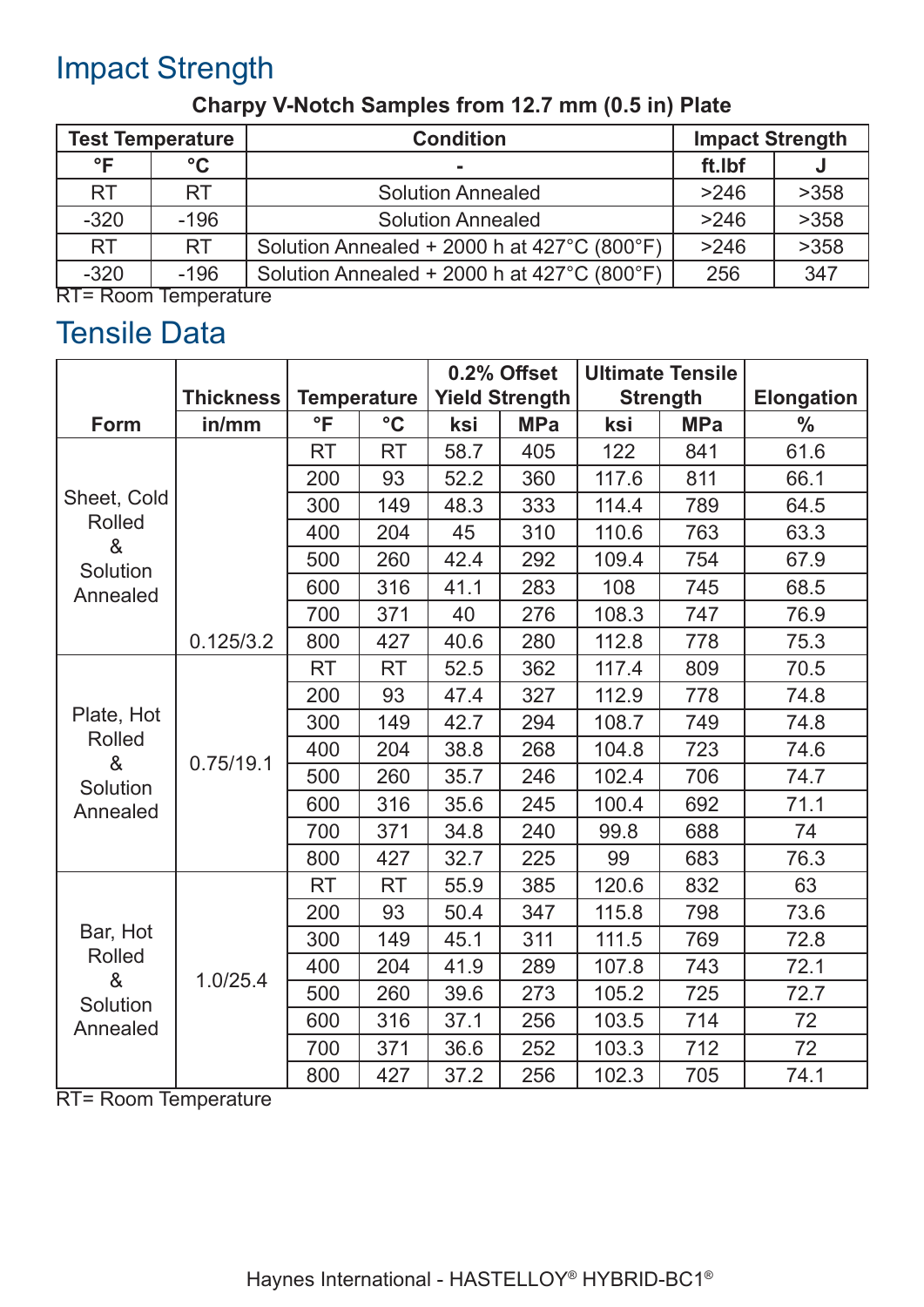## Impact Strength

**Charpy V-Notch Samples from 12.7 mm (0.5 in) Plate**

| Test Temperature | | Condition | Impact Strength | |
|---|---|---|---|---|
| °F | °C | - | ft.lbf | J |
| RT | RT | Solution Annealed | >246 | >358 |
| -320 | -196 | Solution Annealed | >246 | >358 |
| RT | RT | Solution Annealed + 2000 h at 427°C (800°F) | >246 | >358 |
| -320 | -196 | Solution Annealed + 2000 h at 427°C (800°F) | 256 | 347 |

RT= Room Temperature

## Tensile Data

| Form | Thickness | Temperature | | 0.2% Offset Yield Strength | | Ultimate Tensile Strength | | Elongation |
|---|---|---|---|---|---|---|---|---|
| | in/mm | °F | °C | ksi | MPa | ksi | MPa | % |
| Sheet, Cold Rolled & Solution Annealed | 0.125/3.2 | RT | RT | 58.7 | 405 | 122 | 841 | 61.6 |
| | | 200 | 93 | 52.2 | 360 | 117.6 | 811 | 66.1 |
| | | 300 | 149 | 48.3 | 333 | 114.4 | 789 | 64.5 |
| | | 400 | 204 | 45 | 310 | 110.6 | 763 | 63.3 |
| | | 500 | 260 | 42.4 | 292 | 109.4 | 754 | 67.9 |
| | | 600 | 316 | 41.1 | 283 | 108 | 745 | 68.5 |
| | | 700 | 371 | 40 | 276 | 108.3 | 747 | 76.9 |
| | | 800 | 427 | 40.6 | 280 | 112.8 | 778 | 75.3 |
| Plate, Hot Rolled & Solution Annealed | 0.75/19.1 | RT | RT | 52.5 | 362 | 117.4 | 809 | 70.5 |
| | | 200 | 93 | 47.4 | 327 | 112.9 | 778 | 74.8 |
| | | 300 | 149 | 42.7 | 294 | 108.7 | 749 | 74.8 |
| | | 400 | 204 | 38.8 | 268 | 104.8 | 723 | 74.6 |
| | | 500 | 260 | 35.7 | 246 | 102.4 | 706 | 74.7 |
| | | 600 | 316 | 35.6 | 245 | 100.4 | 692 | 71.1 |
| | | 700 | 371 | 34.8 | 240 | 99.8 | 688 | 74 |
| | | 800 | 427 | 32.7 | 225 | 99 | 683 | 76.3 |
| Bar, Hot Rolled & Solution Annealed | 1.0/25.4 | RT | RT | 55.9 | 385 | 120.6 | 832 | 63 |
| | | 200 | 93 | 50.4 | 347 | 115.8 | 798 | 73.6 |
| | | 300 | 149 | 45.1 | 311 | 111.5 | 769 | 72.8 |
| | | 400 | 204 | 41.9 | 289 | 107.8 | 743 | 72.1 |
| | | 500 | 260 | 39.6 | 273 | 105.2 | 725 | 72.7 |
| | | 600 | 316 | 37.1 | 256 | 103.5 | 714 | 72 |
| | | 700 | 371 | 36.6 | 252 | 103.3 | 712 | 72 |
| | | 800 | 427 | 37.2 | 256 | 102.3 | 705 | 74.1 |

RT= Room Temperature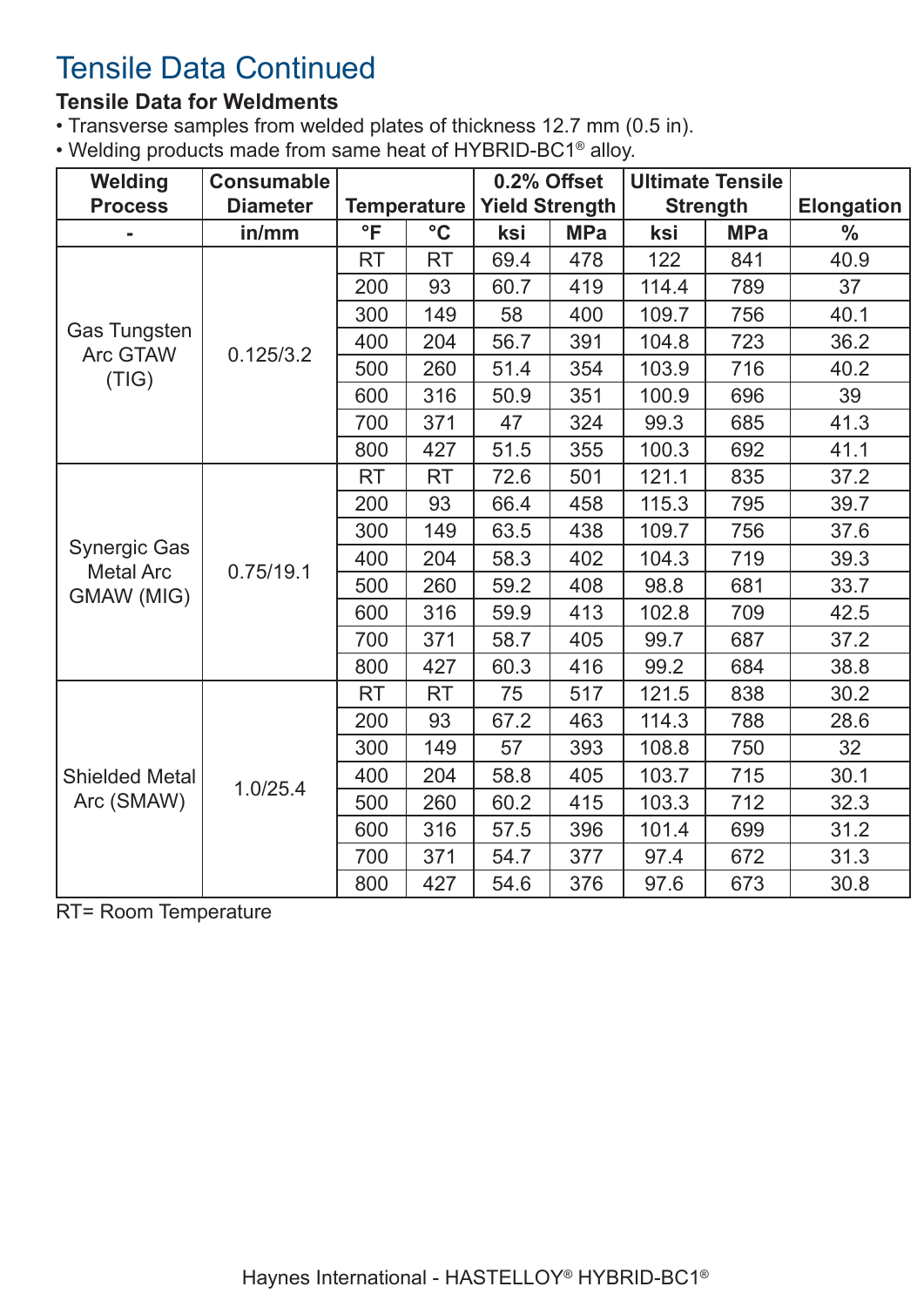# Tensile Data Continued

### Tensile Data for Weldments

- Transverse samples from welded plates of thickness 12.7 mm (0.5 in).
- Welding products made from same heat of HYBRID-BC1® alloy.

| Welding Process | Consumable Diameter | Temperature | | 0.2% Offset Yield Strength | | Ultimate Tensile Strength | | Elongation |
|---|---|---|---|---|---|---|---|---|
| - | in/mm | °F | °C | ksi | MPa | ksi | MPa | % |
| Gas Tungsten Arc GTAW (TIG) | 0.125/3.2 | RT | RT | 69.4 | 478 | 122 | 841 | 40.9 |
| | | 200 | 93 | 60.7 | 419 | 114.4 | 789 | 37 |
| | | 300 | 149 | 58 | 400 | 109.7 | 756 | 40.1 |
| | | 400 | 204 | 56.7 | 391 | 104.8 | 723 | 36.2 |
| | | 500 | 260 | 51.4 | 354 | 103.9 | 716 | 40.2 |
| | | 600 | 316 | 50.9 | 351 | 100.9 | 696 | 39 |
| | | 700 | 371 | 47 | 324 | 99.3 | 685 | 41.3 |
| | | 800 | 427 | 51.5 | 355 | 100.3 | 692 | 41.1 |
| Synergic Gas Metal Arc GMAW (MIG) | 0.75/19.1 | RT | RT | 72.6 | 501 | 121.1 | 835 | 37.2 |
| | | 200 | 93 | 66.4 | 458 | 115.3 | 795 | 39.7 |
| | | 300 | 149 | 63.5 | 438 | 109.7 | 756 | 37.6 |
| | | 400 | 204 | 58.3 | 402 | 104.3 | 719 | 39.3 |
| | | 500 | 260 | 59.2 | 408 | 98.8 | 681 | 33.7 |
| | | 600 | 316 | 59.9 | 413 | 102.8 | 709 | 42.5 |
| | | 700 | 371 | 58.7 | 405 | 99.7 | 687 | 37.2 |
| | | 800 | 427 | 60.3 | 416 | 99.2 | 684 | 38.8 |
| Shielded Metal Arc (SMAW) | 1.0/25.4 | RT | RT | 75 | 517 | 121.5 | 838 | 30.2 |
| | | 200 | 93 | 67.2 | 463 | 114.3 | 788 | 28.6 |
| | | 300 | 149 | 57 | 393 | 108.8 | 750 | 32 |
| | | 400 | 204 | 58.8 | 405 | 103.7 | 715 | 30.1 |
| | | 500 | 260 | 60.2 | 415 | 103.3 | 712 | 32.3 |
| | | 600 | 316 | 57.5 | 396 | 101.4 | 699 | 31.2 |
| | | 700 | 371 | 54.7 | 377 | 97.4 | 672 | 31.3 |
| | | 800 | 427 | 54.6 | 376 | 97.6 | 673 | 30.8 |

RT= Room Temperature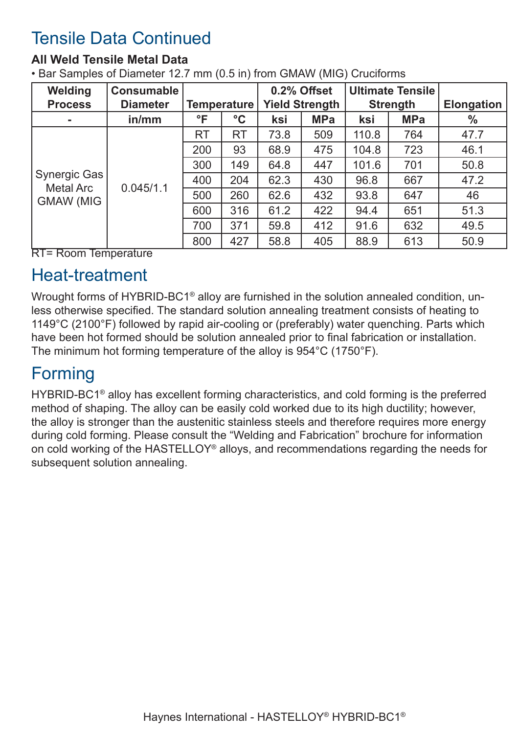# Tensile Data Continued

**All Weld Tensile Metal Data**

- Bar Samples of Diameter 12.7 mm (0.5 in) from GMAW (MIG) Cruciforms

| Welding Process | Consumable Diameter | Temperature | | 0.2% Offset Yield Strength | | Ultimate Tensile Strength | | Elongation |
|---|---|---|---|---|---|---|---|---|
| - | in/mm | °F | °C | ksi | MPa | ksi | MPa | % |
| Synergic Gas Metal Arc GMAW (MIG | 0.045/1.1 | RT | RT | 73.8 | 509 | 110.8 | 764 | 47.7 |
| | | 200 | 93 | 68.9 | 475 | 104.8 | 723 | 46.1 |
| | | 300 | 149 | 64.8 | 447 | 101.6 | 701 | 50.8 |
| | | 400 | 204 | 62.3 | 430 | 96.8 | 667 | 47.2 |
| | | 500 | 260 | 62.6 | 432 | 93.8 | 647 | 46 |
| | | 600 | 316 | 61.2 | 422 | 94.4 | 651 | 51.3 |
| | | 700 | 371 | 59.8 | 412 | 91.6 | 632 | 49.5 |
| | | 800 | 427 | 58.8 | 405 | 88.9 | 613 | 50.9 |

RT= Room Temperature

# Heat-treatment

Wrought forms of HYBRID-BC1® alloy are furnished in the solution annealed condition, unless otherwise specified. The standard solution annealing treatment consists of heating to 1149°C (2100°F) followed by rapid air-cooling or (preferably) water quenching. Parts which have been hot formed should be solution annealed prior to final fabrication or installation. The minimum hot forming temperature of the alloy is 954°C (1750°F).

# Forming

HYBRID-BC1® alloy has excellent forming characteristics, and cold forming is the preferred method of shaping. The alloy can be easily cold worked due to its high ductility; however, the alloy is stronger than the austenitic stainless steels and therefore requires more energy during cold forming. Please consult the "Welding and Fabrication" brochure for information on cold working of the HASTELLOY® alloys, and recommendations regarding the needs for subsequent solution annealing.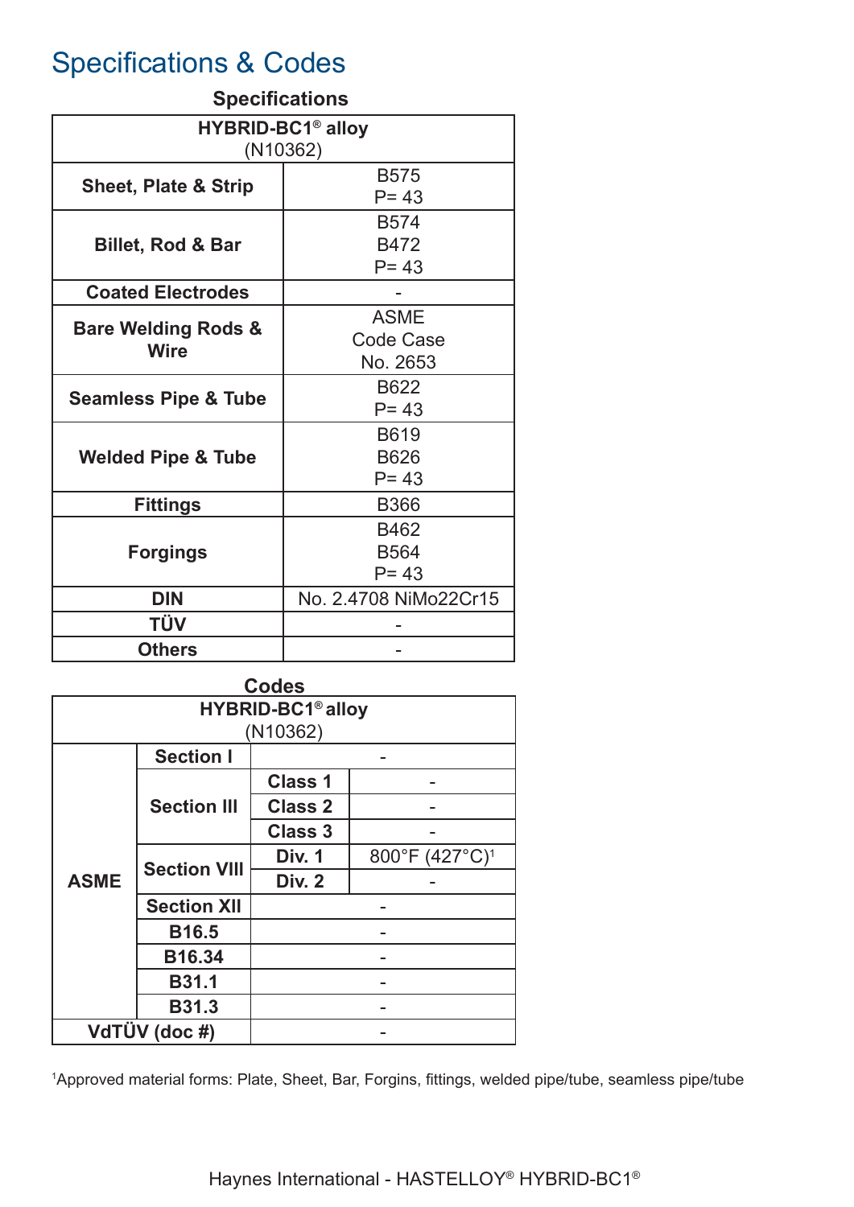# Specifications & Codes

### Specifications

| HYBRID-BC1® alloy (N10362) | |
|---|---|
| **Sheet, Plate & Strip** | B575<br>P= 43 |
| **Billet, Rod & Bar** | B574<br>B472<br>P= 43 |
| **Coated Electrodes** | - |
| **Bare Welding Rods & Wire** | ASME<br>Code Case<br>No. 2653 |
| **Seamless Pipe & Tube** | B622<br>P= 43 |
| **Welded Pipe & Tube** | B619<br>B626<br>P= 43 |
| **Fittings** | B366 |
| **Forgings** | B462<br>B564<br>P= 43 |
| **DIN** | No. 2.4708 NiMo22Cr15 |
| **TÜV** | - |
| **Others** | - |

### Codes

| HYBRID-BC1® alloy (N10362) | | | |
|---|---|---|---|
| **ASME** | **Section I** | | - |
| | **Section III** | **Class 1** | - |
| | | **Class 2** | - |
| | | **Class 3** | - |
| | **Section VIII** | **Div. 1** | 800°F (427°C)[1] |
| | | **Div. 2** | - |
| | **Section XII** | | - |
| | **B16.5** | | - |
| | **B16.34** | | - |
| | **B31.1** | | - |
| | **B31.3** | | - |
| **VdTÜV (doc #)** | | | - |

[1]Approved material forms: Plate, Sheet, Bar, Forgins, fittings, welded pipe/tube, seamless pipe/tube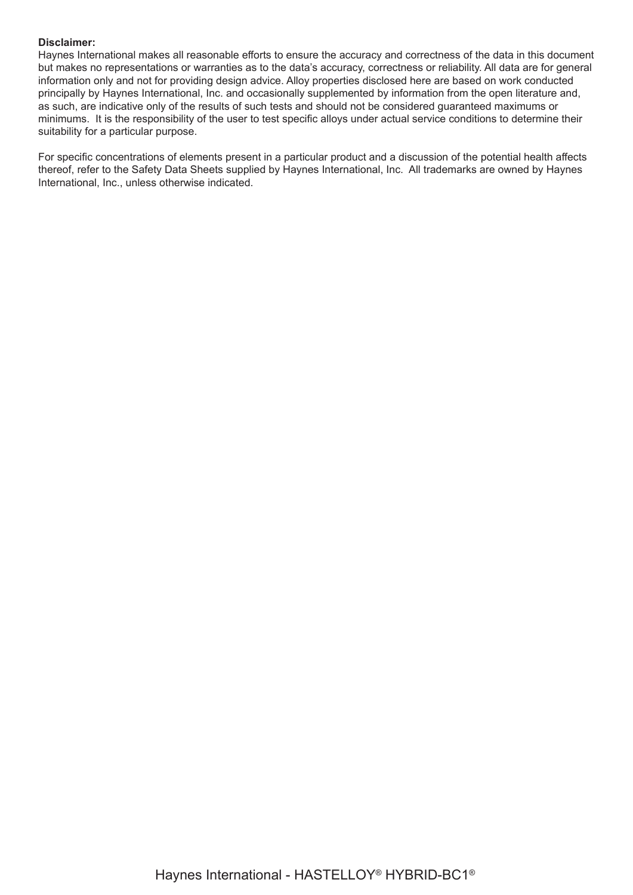**Disclaimer:**
Haynes International makes all reasonable efforts to ensure the accuracy and correctness of the data in this document but makes no representations or warranties as to the data's accuracy, correctness or reliability. All data are for general information only and not for providing design advice. Alloy properties disclosed here are based on work conducted principally by Haynes International, Inc. and occasionally supplemented by information from the open literature and, as such, are indicative only of the results of such tests and should not be considered guaranteed maximums or minimums. It is the responsibility of the user to test specific alloys under actual service conditions to determine their suitability for a particular purpose.

For specific concentrations of elements present in a particular product and a discussion of the potential health affects thereof, refer to the Safety Data Sheets supplied by Haynes International, Inc. All trademarks are owned by Haynes International, Inc., unless otherwise indicated.